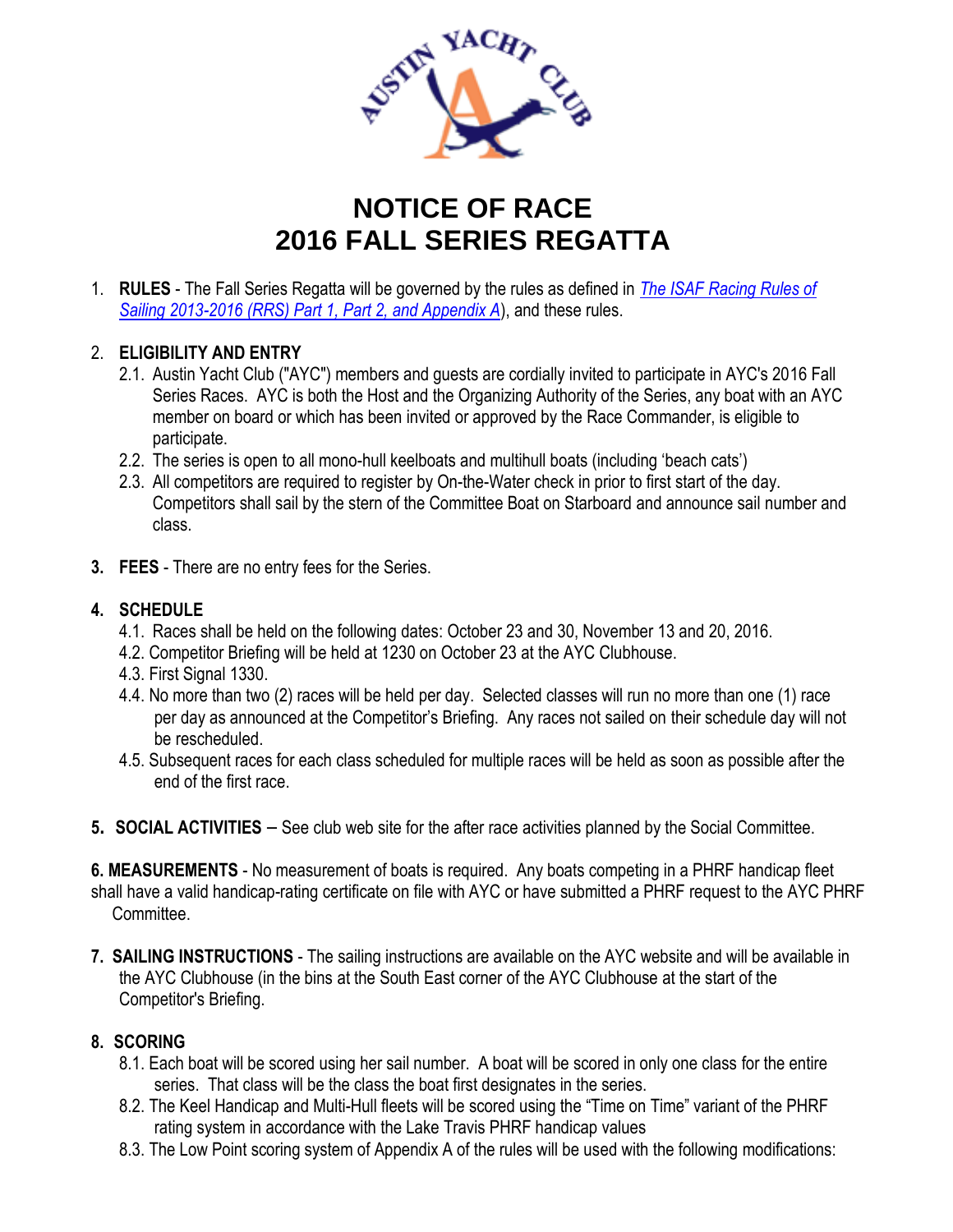# NOTICE OF RACE
# 2016 FALL SERIES REGATTA

1. **RULES** - The Fall Series Regatta will be governed by the rules as defined in *The ISAF Racing Rules of Sailing 2013-2016 (RRS) Part 1, Part 2, and Appendix A*), and these rules.

2. **ELIGIBILITY AND ENTRY**
   2.1. Austin Yacht Club ("AYC") members and guests are cordially invited to participate in AYC's 2016 Fall Series Races. AYC is both the Host and the Organizing Authority of the Series, any boat with an AYC member on board or which has been invited or approved by the Race Commander, is eligible to participate.
   2.2. The series is open to all mono-hull keelboats and multihull boats (including 'beach cats')
   2.3. All competitors are required to register by On-the-Water check in prior to first start of the day. Competitors shall sail by the stern of the Committee Boat on Starboard and announce sail number and class.

3. **FEES** - There are no entry fees for the Series.

4. **SCHEDULE**
   4.1. Races shall be held on the following dates: October 23 and 30, November 13 and 20, 2016.
   4.2. Competitor Briefing will be held at 1230 on October 23 at the AYC Clubhouse.
   4.3. First Signal 1330.
   4.4. No more than two (2) races will be held per day. Selected classes will run no more than one (1) race per day as announced at the Competitor's Briefing. Any races not sailed on their schedule day will not be rescheduled.
   4.5. Subsequent races for each class scheduled for multiple races will be held as soon as possible after the end of the first race.

5. **SOCIAL ACTIVITIES** – See club web site for the after race activities planned by the Social Committee.

6. **MEASUREMENTS** - No measurement of boats is required. Any boats competing in a PHRF handicap fleet shall have a valid handicap-rating certificate on file with AYC or have submitted a PHRF request to the AYC PHRF Committee.

7. **SAILING INSTRUCTIONS** - The sailing instructions are available on the AYC website and will be available in the AYC Clubhouse (in the bins at the South East corner of the AYC Clubhouse at the start of the Competitor's Briefing.

8. **SCORING**
   8.1. Each boat will be scored using her sail number. A boat will be scored in only one class for the entire series. That class will be the class the boat first designates in the series.
   8.2. The Keel Handicap and Multi-Hull fleets will be scored using the "Time on Time" variant of the PHRF rating system in accordance with the Lake Travis PHRF handicap values
   8.3. The Low Point scoring system of Appendix A of the rules will be used with the following modifications: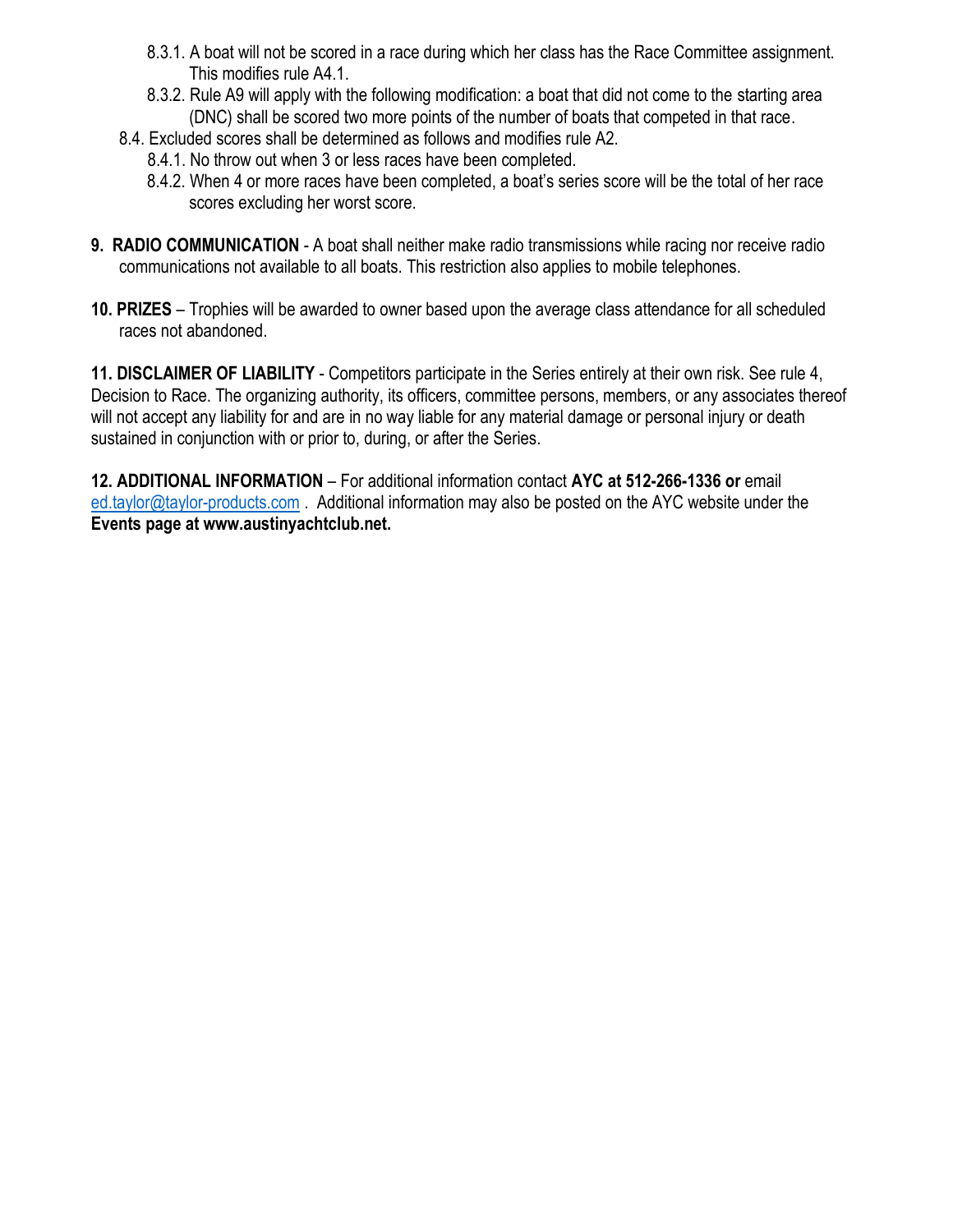8.3.1. A boat will not be scored in a race during which her class has the Race Committee assignment. This modifies rule A4.1.

8.3.2. Rule A9 will apply with the following modification: a boat that did not come to the starting area (DNC) shall be scored two more points of the number of boats that competed in that race.

8.4. Excluded scores shall be determined as follows and modifies rule A2.

8.4.1. No throw out when 3 or less races have been completed.

8.4.2. When 4 or more races have been completed, a boat's series score will be the total of her race scores excluding her worst score.

**9. RADIO COMMUNICATION** - A boat shall neither make radio transmissions while racing nor receive radio communications not available to all boats. This restriction also applies to mobile telephones.

**10. PRIZES** – Trophies will be awarded to owner based upon the average class attendance for all scheduled races not abandoned.

**11. DISCLAIMER OF LIABILITY** - Competitors participate in the Series entirely at their own risk. See rule 4, Decision to Race. The organizing authority, its officers, committee persons, members, or any associates thereof will not accept any liability for and are in no way liable for any material damage or personal injury or death sustained in conjunction with or prior to, during, or after the Series.

**12. ADDITIONAL INFORMATION** – For additional information contact **AYC at 512-266-1336 or** email ed.taylor@taylor-products.com . Additional information may also be posted on the AYC website under the **Events page at www.austinyachtclub.net.**